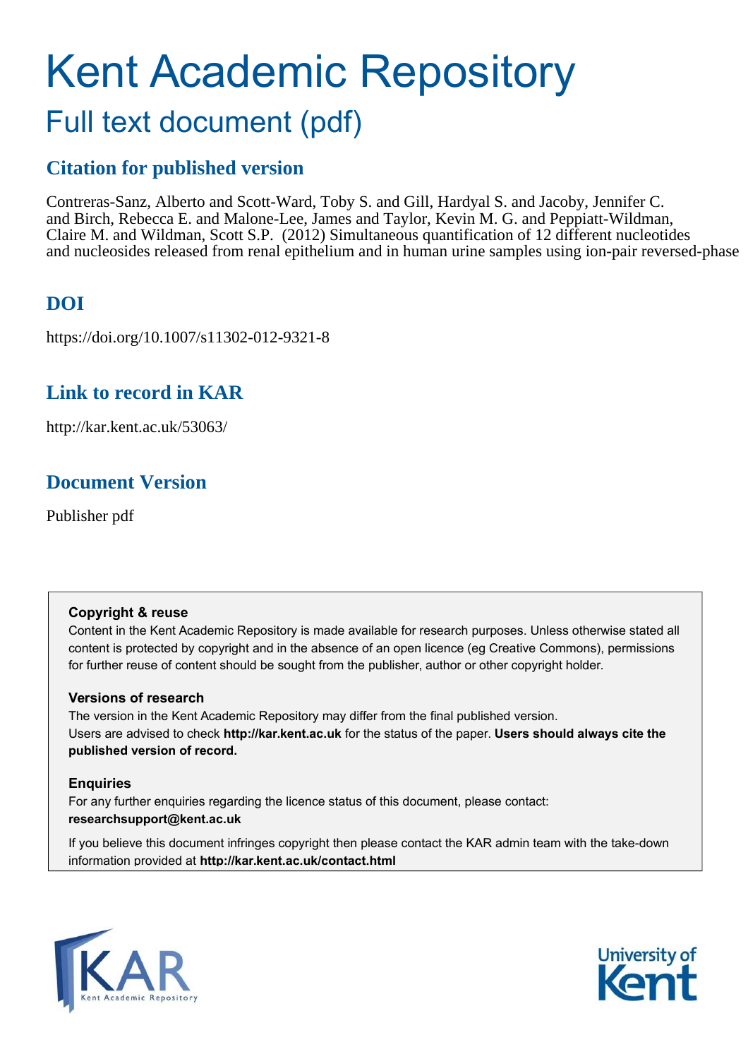# Kent Academic Repository

## Full text document (pdf)

## Citation for published version

Contreras-Sanz, Alberto and Scott-Ward, Toby S. and Gill, Hardyal S. and Jacoby, Jennifer C. and Birch, Rebecca E. and Malone-Lee, James and Taylor, Kevin M. G. and Peppiatt-Wildman, Claire M. and Wildman, Scott S.P. (2012) Simultaneous quantification of 12 different nucleotides and nucleosides released from renal epithelium and in human urine samples using ion-pair reversed-phase

## DOI

https://doi.org/10.1007/s11302-012-9321-8

## Link to record in KAR

http://kar.kent.ac.uk/53063/

## Document Version

Publisher pdf

**Copyright & reuse**

Content in the Kent Academic Repository is made available for research purposes. Unless otherwise stated all content is protected by copyright and in the absence of an open licence (eg Creative Commons), permissions for further reuse of content should be sought from the publisher, author or other copyright holder.

**Versions of research**

The version in the Kent Academic Repository may differ from the final published version. Users are advised to check **http://kar.kent.ac.uk** for the status of the paper. **Users should always cite the published version of record.**

**Enquiries**

For any further enquiries regarding the licence status of this document, please contact: **researchsupport@kent.ac.uk**

If you believe this document infringes copyright then please contact the KAR admin team with the take-down information provided at **http://kar.kent.ac.uk/contact.html**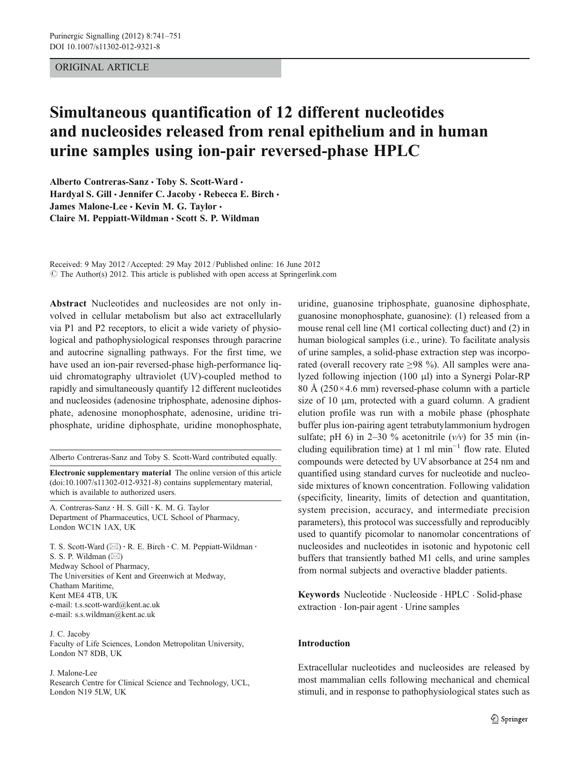ORIGINAL ARTICLE

# Simultaneous quantification of 12 different nucleotides and nucleosides released from renal epithelium and in human urine samples using ion-pair reversed-phase HPLC

**Alberto Contreras-Sanz · Toby S. Scott-Ward · Hardyal S. Gill · Jennifer C. Jacoby · Rebecca E. Birch · James Malone-Lee · Kevin M. G. Taylor · Claire M. Peppiatt-Wildman · Scott S. P. Wildman**

Received: 9 May 2012 / Accepted: 29 May 2012 / Published online: 16 June 2012
© The Author(s) 2012. This article is published with open access at Springerlink.com

**Abstract** Nucleotides and nucleosides are not only involved in cellular metabolism but also act extracellularly via P1 and P2 receptors, to elicit a wide variety of physiological and pathophysiological responses through paracrine and autocrine signalling pathways. For the first time, we have used an ion-pair reversed-phase high-performance liquid chromatography ultraviolet (UV)-coupled method to rapidly and simultaneously quantify 12 different nucleotides and nucleosides (adenosine triphosphate, adenosine diphosphate, adenosine monophosphate, adenosine, uridine triphosphate, uridine diphosphate, uridine monophosphate, uridine, guanosine triphosphate, guanosine diphosphate, guanosine monophosphate, guanosine): (1) released from a mouse renal cell line (M1 cortical collecting duct) and (2) in human biological samples (i.e., urine). To facilitate analysis of urine samples, a solid-phase extraction step was incorporated (overall recovery rate ≥98 %). All samples were analyzed following injection (100 μl) into a Synergi Polar-RP 80 Å (250×4.6 mm) reversed-phase column with a particle size of 10 μm, protected with a guard column. A gradient elution profile was run with a mobile phase (phosphate buffer plus ion-pairing agent tetrabutylammonium hydrogen sulfate; pH 6) in 2–30 % acetonitrile (*v/v*) for 35 min (including equilibration time) at 1 ml min$^{-1}$ flow rate. Eluted compounds were detected by UV absorbance at 254 nm and quantified using standard curves for nucleotide and nucleoside mixtures of known concentration. Following validation (specificity, linearity, limits of detection and quantitation, system precision, accuracy, and intermediate precision parameters), this protocol was successfully and reproducibly used to quantify picomolar to nanomolar concentrations of nucleosides and nucleotides in isotonic and hypotonic cell buffers that transiently bathed M1 cells, and urine samples from normal subjects and overactive bladder patients.

**Keywords** Nucleotide · Nucleoside · HPLC · Solid-phase extraction · Ion-pair agent · Urine samples

Alberto Contreras-Sanz and Toby S. Scott-Ward contributed equally.

**Electronic supplementary material** The online version of this article (doi:10.1007/s11302-012-9321-8) contains supplementary material, which is available to authorized users.

A. Contreras-Sanz · H. S. Gill · K. M. G. Taylor
Department of Pharmaceutics, UCL School of Pharmacy, London WC1N 1AX, UK

T. S. Scott-Ward (✉) · R. E. Birch · C. M. Peppiatt-Wildman · S. S. P. Wildman (✉)
Medway School of Pharmacy, The Universities of Kent and Greenwich at Medway, Chatham Maritime, Kent ME4 4TB, UK
e-mail: t.s.scott-ward@kent.ac.uk
e-mail: s.s.wildman@kent.ac.uk

J. C. Jacoby
Faculty of Life Sciences, London Metropolitan University, London N7 8DB, UK

J. Malone-Lee
Research Centre for Clinical Science and Technology, UCL, London N19 5LW, UK

## Introduction

Extracellular nucleotides and nucleosides are released by most mammalian cells following mechanical and chemical stimuli, and in response to pathophysiological states such as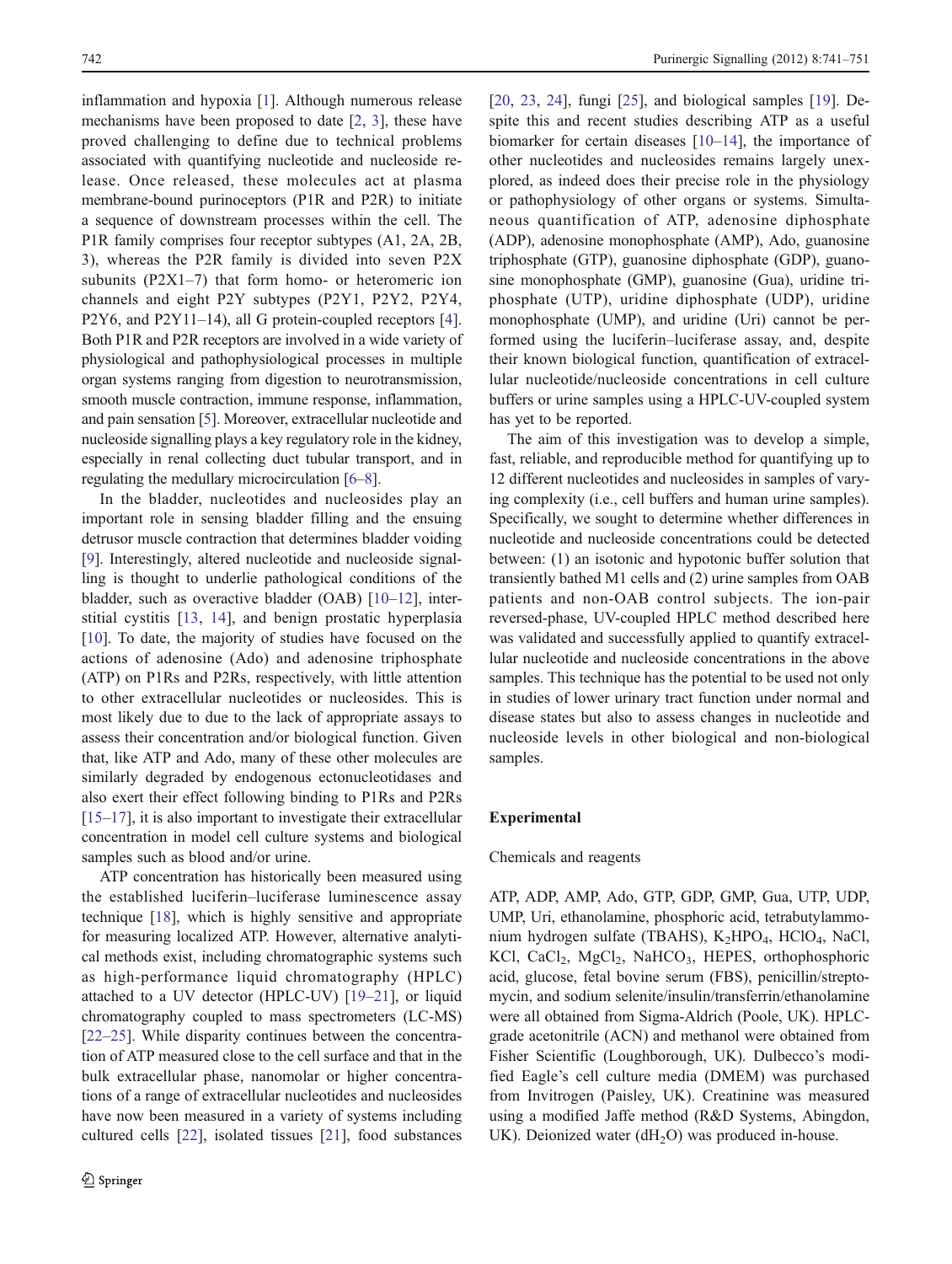inflammation and hypoxia [1]. Although numerous release mechanisms have been proposed to date [2, 3], these have proved challenging to define due to technical problems associated with quantifying nucleotide and nucleoside release. Once released, these molecules act at plasma membrane-bound purinoceptors (P1R and P2R) to initiate a sequence of downstream processes within the cell. The P1R family comprises four receptor subtypes (A1, 2A, 2B, 3), whereas the P2R family is divided into seven P2X subunits (P2X1–7) that form homo- or heteromeric ion channels and eight P2Y subtypes (P2Y1, P2Y2, P2Y4, P2Y6, and P2Y11–14), all G protein-coupled receptors [4]. Both P1R and P2R receptors are involved in a wide variety of physiological and pathophysiological processes in multiple organ systems ranging from digestion to neurotransmission, smooth muscle contraction, immune response, inflammation, and pain sensation [5]. Moreover, extracellular nucleotide and nucleoside signalling plays a key regulatory role in the kidney, especially in renal collecting duct tubular transport, and in regulating the medullary microcirculation [6–8].

In the bladder, nucleotides and nucleosides play an important role in sensing bladder filling and the ensuing detrusor muscle contraction that determines bladder voiding [9]. Interestingly, altered nucleotide and nucleoside signalling is thought to underlie pathological conditions of the bladder, such as overactive bladder (OAB) [10–12], interstitial cystitis [13, 14], and benign prostatic hyperplasia [10]. To date, the majority of studies have focused on the actions of adenosine (Ado) and adenosine triphosphate (ATP) on P1Rs and P2Rs, respectively, with little attention to other extracellular nucleotides or nucleosides. This is most likely due to due to the lack of appropriate assays to assess their concentration and/or biological function. Given that, like ATP and Ado, many of these other molecules are similarly degraded by endogenous ectonucleotidases and also exert their effect following binding to P1Rs and P2Rs [15–17], it is also important to investigate their extracellular concentration in model cell culture systems and biological samples such as blood and/or urine.

ATP concentration has historically been measured using the established luciferin–luciferase luminescence assay technique [18], which is highly sensitive and appropriate for measuring localized ATP. However, alternative analytical methods exist, including chromatographic systems such as high-performance liquid chromatography (HPLC) attached to a UV detector (HPLC-UV) [19–21], or liquid chromatography coupled to mass spectrometers (LC-MS) [22–25]. While disparity continues between the concentration of ATP measured close to the cell surface and that in the bulk extracellular phase, nanomolar or higher concentrations of a range of extracellular nucleotides and nucleosides have now been measured in a variety of systems including cultured cells [22], isolated tissues [21], food substances [20, 23, 24], fungi [25], and biological samples [19]. Despite this and recent studies describing ATP as a useful biomarker for certain diseases [10–14], the importance of other nucleotides and nucleosides remains largely unexplored, as indeed does their precise role in the physiology or pathophysiology of other organs or systems. Simultaneous quantification of ATP, adenosine diphosphate (ADP), adenosine monophosphate (AMP), Ado, guanosine triphosphate (GTP), guanosine diphosphate (GDP), guanosine monophosphate (GMP), guanosine (Gua), uridine triphosphate (UTP), uridine diphosphate (UDP), uridine monophosphate (UMP), and uridine (Uri) cannot be performed using the luciferin–luciferase assay, and, despite their known biological function, quantification of extracellular nucleotide/nucleoside concentrations in cell culture buffers or urine samples using a HPLC-UV-coupled system has yet to be reported.

The aim of this investigation was to develop a simple, fast, reliable, and reproducible method for quantifying up to 12 different nucleotides and nucleosides in samples of varying complexity (i.e., cell buffers and human urine samples). Specifically, we sought to determine whether differences in nucleotide and nucleoside concentrations could be detected between: (1) an isotonic and hypotonic buffer solution that transiently bathed M1 cells and (2) urine samples from OAB patients and non-OAB control subjects. The ion-pair reversed-phase, UV-coupled HPLC method described here was validated and successfully applied to quantify extracellular nucleotide and nucleoside concentrations in the above samples. This technique has the potential to be used not only in studies of lower urinary tract function under normal and disease states but also to assess changes in nucleotide and nucleoside levels in other biological and non-biological samples.

## Experimental

### Chemicals and reagents

ATP, ADP, AMP, Ado, GTP, GDP, GMP, Gua, UTP, UDP, UMP, Uri, ethanolamine, phosphoric acid, tetrabutylammonium hydrogen sulfate (TBAHS), $K_2HPO_4$, $HClO_4$, NaCl, KCl, $CaCl_2$, $MgCl_2$, $NaHCO_3$, HEPES, orthophosphoric acid, glucose, fetal bovine serum (FBS), penicillin/streptomycin, and sodium selenite/insulin/transferrin/ethanolamine were all obtained from Sigma-Aldrich (Poole, UK). HPLC-grade acetonitrile (ACN) and methanol were obtained from Fisher Scientific (Loughborough, UK). Dulbecco's modified Eagle's cell culture media (DMEM) was purchased from Invitrogen (Paisley, UK). Creatinine was measured using a modified Jaffe method (R&D Systems, Abingdon, UK). Deionized water ($dH_2O$) was produced in-house.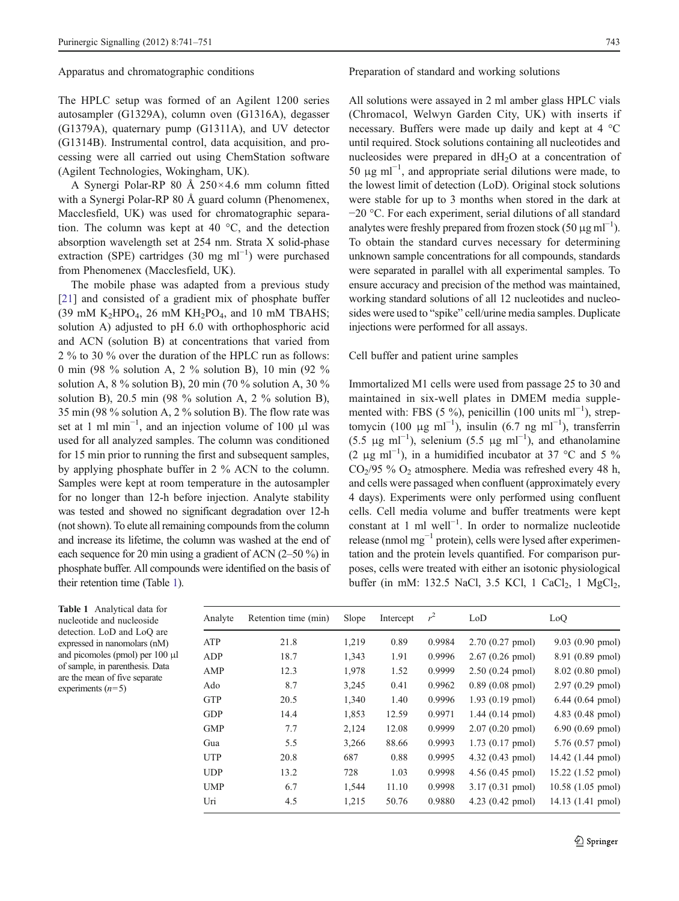### Apparatus and chromatographic conditions

The HPLC setup was formed of an Agilent 1200 series autosampler (G1329A), column oven (G1316A), degasser (G1379A), quaternary pump (G1311A), and UV detector (G1314B). Instrumental control, data acquisition, and processing were all carried out using ChemStation software (Agilent Technologies, Wokingham, UK).

A Synergi Polar-RP 80 Å 250×4.6 mm column fitted with a Synergi Polar-RP 80 Å guard column (Phenomenex, Macclesfield, UK) was used for chromatographic separation. The column was kept at 40 °C, and the detection absorption wavelength set at 254 nm. Strata X solid-phase extraction (SPE) cartridges (30 mg $ml^{-1}$) were purchased from Phenomenex (Macclesfield, UK).

The mobile phase was adapted from a previous study [21] and consisted of a gradient mix of phosphate buffer (39 mM $K_2HPO_4$, 26 mM $KH_2PO_4$, and 10 mM TBAHS; solution A) adjusted to pH 6.0 with orthophosphoric acid and ACN (solution B) at concentrations that varied from 2 % to 30 % over the duration of the HPLC run as follows: 0 min (98 % solution A, 2 % solution B), 10 min (92 % solution A, 8 % solution B), 20 min (70 % solution A, 30 % solution B), 20.5 min (98 % solution A, 2 % solution B), 35 min (98 % solution A, 2 % solution B). The flow rate was set at 1 ml $min^{-1}$, and an injection volume of 100 μl was used for all analyzed samples. The column was conditioned for 15 min prior to running the first and subsequent samples, by applying phosphate buffer in 2 % ACN to the column. Samples were kept at room temperature in the autosampler for no longer than 12-h before injection. Analyte stability was tested and showed no significant degradation over 12-h (not shown). To elute all remaining compounds from the column and increase its lifetime, the column was washed at the end of each sequence for 20 min using a gradient of ACN (2–50 %) in phosphate buffer. All compounds were identified on the basis of their retention time (Table 1).

### Preparation of standard and working solutions

All solutions were assayed in 2 ml amber glass HPLC vials (Chromacol, Welwyn Garden City, UK) with inserts if necessary. Buffers were made up daily and kept at 4 °C until required. Stock solutions containing all nucleotides and nucleosides were prepared in $dH_2O$ at a concentration of 50 μg $ml^{-1}$, and appropriate serial dilutions were made, to the lowest limit of detection (LoD). Original stock solutions were stable for up to 3 months when stored in the dark at −20 °C. For each experiment, serial dilutions of all standard analytes were freshly prepared from frozen stock (50 μg $ml^{-1}$). To obtain the standard curves necessary for determining unknown sample concentrations for all compounds, standards were separated in parallel with all experimental samples. To ensure accuracy and precision of the method was maintained, working standard solutions of all 12 nucleotides and nucleosides were used to "spike" cell/urine media samples. Duplicate injections were performed for all assays.

### Cell buffer and patient urine samples

Immortalized M1 cells were used from passage 25 to 30 and maintained in six-well plates in DMEM media supplemented with: FBS (5 %), penicillin (100 units $ml^{-1}$), streptomycin (100 μg $ml^{-1}$), insulin (6.7 ng $ml^{-1}$), transferrin (5.5 μg $ml^{-1}$), selenium (5.5 μg $ml^{-1}$), and ethanolamine (2 μg $ml^{-1}$), in a humidified incubator at 37 °C and 5 % $CO_2$/95 % $O_2$ atmosphere. Media was refreshed every 48 h, and cells were passaged when confluent (approximately every 4 days). Experiments were only performed using confluent cells. Cell media volume and buffer treatments were kept constant at 1 ml $well^{-1}$. In order to normalize nucleotide release (nmol $mg^{-1}$ protein), cells were lysed after experimentation and the protein levels quantified. For comparison purposes, cells were treated with either an isotonic physiological buffer (in mM: 132.5 NaCl, 3.5 KCl, 1 $CaCl_2$, 1 $MgCl_2$,

**Table 1** Analytical data for nucleotide and nucleoside detection. LoD and LoQ are expressed in nanomolars (nM) and picomoles (pmol) per 100 μl of sample, in parenthesis. Data are the mean of five separate experiments ($n$=5)

| Analyte | Retention time (min) | Slope | Intercept | $r^2$ | LoD | LoQ |
|---|---|---|---|---|---|---|
| ATP | 21.8 | 1,219 | 0.89 | 0.9984 | 2.70 (0.27 pmol) | 9.03 (0.90 pmol) |
| ADP | 18.7 | 1,343 | 1.91 | 0.9996 | 2.67 (0.26 pmol) | 8.91 (0.89 pmol) |
| AMP | 12.3 | 1,978 | 1.52 | 0.9999 | 2.50 (0.24 pmol) | 8.02 (0.80 pmol) |
| Ado | 8.7 | 3,245 | 0.41 | 0.9962 | 0.89 (0.08 pmol) | 2.97 (0.29 pmol) |
| GTP | 20.5 | 1,340 | 1.40 | 0.9996 | 1.93 (0.19 pmol) | 6.44 (0.64 pmol) |
| GDP | 14.4 | 1,853 | 12.59 | 0.9971 | 1.44 (0.14 pmol) | 4.83 (0.48 pmol) |
| GMP | 7.7 | 2,124 | 12.08 | 0.9999 | 2.07 (0.20 pmol) | 6.90 (0.69 pmol) |
| Gua | 5.5 | 3,266 | 88.66 | 0.9993 | 1.73 (0.17 pmol) | 5.76 (0.57 pmol) |
| UTP | 20.8 | 687 | 0.88 | 0.9995 | 4.32 (0.43 pmol) | 14.42 (1.44 pmol) |
| UDP | 13.2 | 728 | 1.03 | 0.9998 | 4.56 (0.45 pmol) | 15.22 (1.52 pmol) |
| UMP | 6.7 | 1,544 | 11.10 | 0.9998 | 3.17 (0.31 pmol) | 10.58 (1.05 pmol) |
| Uri | 4.5 | 1,215 | 50.76 | 0.9880 | 4.23 (0.42 pmol) | 14.13 (1.41 pmol) |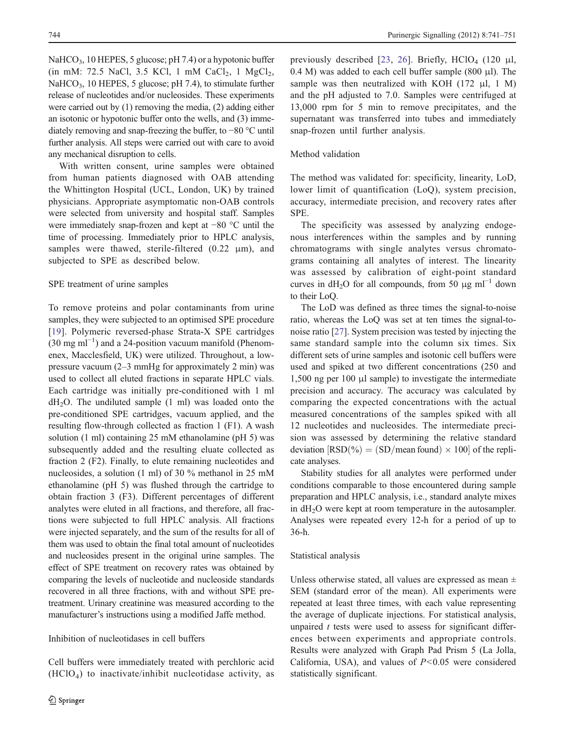$NaHCO_3$, 10 HEPES, 5 glucose; pH 7.4) or a hypotonic buffer (in mM: 72.5 NaCl, 3.5 KCl, 1 mM $CaCl_2$, 1 $MgCl_2$, $NaHCO_3$, 10 HEPES, 5 glucose; pH 7.4), to stimulate further release of nucleotides and/or nucleosides. These experiments were carried out by (1) removing the media, (2) adding either an isotonic or hypotonic buffer onto the wells, and (3) immediately removing and snap-freezing the buffer, to −80 °C until further analysis. All steps were carried out with care to avoid any mechanical disruption to cells.

With written consent, urine samples were obtained from human patients diagnosed with OAB attending the Whittington Hospital (UCL, London, UK) by trained physicians. Appropriate asymptomatic non-OAB controls were selected from university and hospital staff. Samples were immediately snap-frozen and kept at −80 °C until the time of processing. Immediately prior to HPLC analysis, samples were thawed, sterile-filtered (0.22 μm), and subjected to SPE as described below.

### SPE treatment of urine samples

To remove proteins and polar contaminants from urine samples, they were subjected to an optimised SPE procedure [19]. Polymeric reversed-phase Strata-X SPE cartridges (30 mg $ml^{-1}$) and a 24-position vacuum manifold (Phenomenex, Macclesfield, UK) were utilized. Throughout, a low-pressure vacuum (2–3 mmHg for approximately 2 min) was used to collect all eluted fractions in separate HPLC vials. Each cartridge was initially pre-conditioned with 1 ml $dH_2O$. The undiluted sample (1 ml) was loaded onto the pre-conditioned SPE cartridges, vacuum applied, and the resulting flow-through collected as fraction 1 (F1). A wash solution (1 ml) containing 25 mM ethanolamine (pH 5) was subsequently added and the resulting eluate collected as fraction 2 (F2). Finally, to elute remaining nucleotides and nucleosides, a solution (1 ml) of 30 % methanol in 25 mM ethanolamine (pH 5) was flushed through the cartridge to obtain fraction 3 (F3). Different percentages of different analytes were eluted in all fractions, and therefore, all fractions were subjected to full HPLC analysis. All fractions were injected separately, and the sum of the results for all of them was used to obtain the final total amount of nucleotides and nucleosides present in the original urine samples. The effect of SPE treatment on recovery rates was obtained by comparing the levels of nucleotide and nucleoside standards recovered in all three fractions, with and without SPE pre-treatment. Urinary creatinine was measured according to the manufacturer's instructions using a modified Jaffe method.

### Inhibition of nucleotidases in cell buffers

Cell buffers were immediately treated with perchloric acid ($HClO_4$) to inactivate/inhibit nucleotidase activity, as previously described [23, 26]. Briefly, $HClO_4$ (120 μl, 0.4 M) was added to each cell buffer sample (800 μl). The sample was then neutralized with KOH (172 μl, 1 M) and the pH adjusted to 7.0. Samples were centrifuged at 13,000 rpm for 5 min to remove precipitates, and the supernatant was transferred into tubes and immediately snap-frozen until further analysis.

### Method validation

The method was validated for: specificity, linearity, LoD, lower limit of quantification (LoQ), system precision, accuracy, intermediate precision, and recovery rates after SPE.

The specificity was assessed by analyzing endogenous interferences within the samples and by running chromatograms with single analytes versus chromatograms containing all analytes of interest. The linearity was assessed by calibration of eight-point standard curves in $dH_2O$ for all compounds, from 50 μg $ml^{-1}$ down to their LoQ.

The LoD was defined as three times the signal-to-noise ratio, whereas the LoQ was set at ten times the signal-to-noise ratio [27]. System precision was tested by injecting the same standard sample into the column six times. Six different sets of urine samples and isotonic cell buffers were used and spiked at two different concentrations (250 and 1,500 ng per 100 μl sample) to investigate the intermediate precision and accuracy. The accuracy was calculated by comparing the expected concentrations with the actual measured concentrations of the samples spiked with all 12 nucleotides and nucleosides. The intermediate precision was assessed by determining the relative standard deviation $[\mathrm{RSD}(\%) = (\mathrm{SD}/\text{mean found}) \times 100]$ of the replicate analyses.

Stability studies for all analytes were performed under conditions comparable to those encountered during sample preparation and HPLC analysis, i.e., standard analyte mixes in $dH_2O$ were kept at room temperature in the autosampler. Analyses were repeated every 12-h for a period of up to 36-h.

### Statistical analysis

Unless otherwise stated, all values are expressed as mean ± SEM (standard error of the mean). All experiments were repeated at least three times, with each value representing the average of duplicate injections. For statistical analysis, unpaired *t* tests were used to assess for significant differences between experiments and appropriate controls. Results were analyzed with Graph Pad Prism 5 (La Jolla, California, USA), and values of $P<0.05$ were considered statistically significant.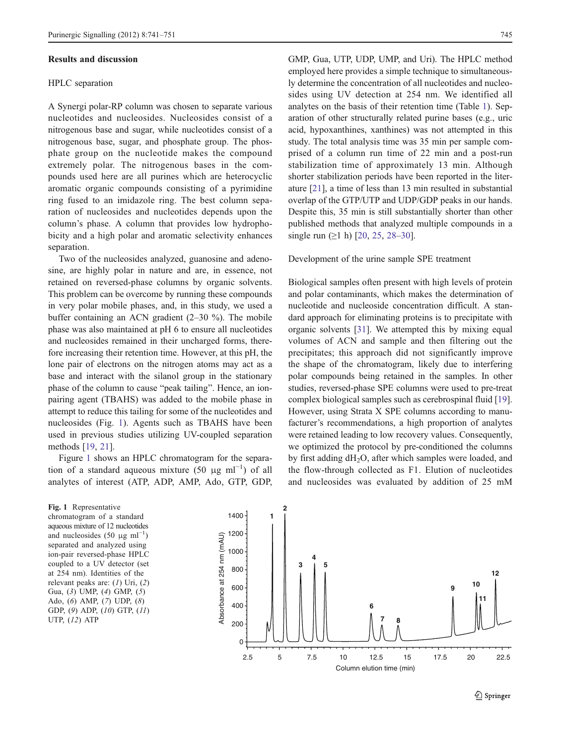## Results and discussion

### HPLC separation

A Synergi polar-RP column was chosen to separate various nucleotides and nucleosides. Nucleosides consist of a nitrogenous base and sugar, while nucleotides consist of a nitrogenous base, sugar, and phosphate group. The phosphate group on the nucleotide makes the compound extremely polar. The nitrogenous bases in the compounds used here are all purines which are heterocyclic aromatic organic compounds consisting of a pyrimidine ring fused to an imidazole ring. The best column separation of nucleosides and nucleotides depends upon the column's phase. A column that provides low hydrophobicity and a high polar and aromatic selectivity enhances separation.

Two of the nucleosides analyzed, guanosine and adenosine, are highly polar in nature and are, in essence, not retained on reversed-phase columns by organic solvents. This problem can be overcome by running these compounds in very polar mobile phases, and, in this study, we used a buffer containing an ACN gradient (2–30 %). The mobile phase was also maintained at pH 6 to ensure all nucleotides and nucleosides remained in their uncharged forms, therefore increasing their retention time. However, at this pH, the lone pair of electrons on the nitrogen atoms may act as a base and interact with the silanol group in the stationary phase of the column to cause "peak tailing". Hence, an ion-pairing agent (TBAHS) was added to the mobile phase in attempt to reduce this tailing for some of the nucleotides and nucleosides (Fig. 1). Agents such as TBAHS have been used in previous studies utilizing UV-coupled separation methods [19, 21].

Figure 1 shows an HPLC chromatogram for the separation of a standard aqueous mixture (50 μg ml$^{-1}$) of all analytes of interest (ATP, ADP, AMP, Ado, GTP, GDP, GMP, Gua, UTP, UDP, UMP, and Uri). The HPLC method employed here provides a simple technique to simultaneously determine the concentration of all nucleotides and nucleosides using UV detection at 254 nm. We identified all analytes on the basis of their retention time (Table 1). Separation of other structurally related purine bases (e.g., uric acid, hypoxanthines, xanthines) was not attempted in this study. The total analysis time was 35 min per sample comprised of a column run time of 22 min and a post-run stabilization time of approximately 13 min. Although shorter stabilization periods have been reported in the literature [21], a time of less than 13 min resulted in substantial overlap of the GTP/UTP and UDP/GDP peaks in our hands. Despite this, 35 min is still substantially shorter than other published methods that analyzed multiple compounds in a single run (≥1 h) [20, 25, 28–30].

### Development of the urine sample SPE treatment

Biological samples often present with high levels of protein and polar contaminants, which makes the determination of nucleotide and nucleoside concentration difficult. A standard approach for eliminating proteins is to precipitate with organic solvents [31]. We attempted this by mixing equal volumes of ACN and sample and then filtering out the precipitates; this approach did not significantly improve the shape of the chromatogram, likely due to interfering polar compounds being retained in the samples. In other studies, reversed-phase SPE columns were used to pre-treat complex biological samples such as cerebrospinal fluid [19]. However, using Strata X SPE columns according to manufacturer's recommendations, a high proportion of analytes were retained leading to low recovery values. Consequently, we optimized the protocol by pre-conditioned the columns by first adding d$H_2O$, after which samples were loaded, and the flow-through collected as F1. Elution of nucleotides and nucleosides was evaluated by addition of 25 mM

**Fig. 1** Representative chromatogram of a standard aqueous mixture of 12 nucleotides and nucleosides (50 μg ml$^{-1}$) separated and analyzed using ion-pair reversed-phase HPLC coupled to a UV detector (set at 254 nm). Identities of the relevant peaks are: (*1*) Uri, (*2*) Gua, (*3*) UMP, (*4*) GMP, (*5*) Ado, (*6*) AMP, (*7*) UDP, (*8*) GDP, (*9*) ADP, (*10*) GTP, (*11*) UTP, (*12*) ATP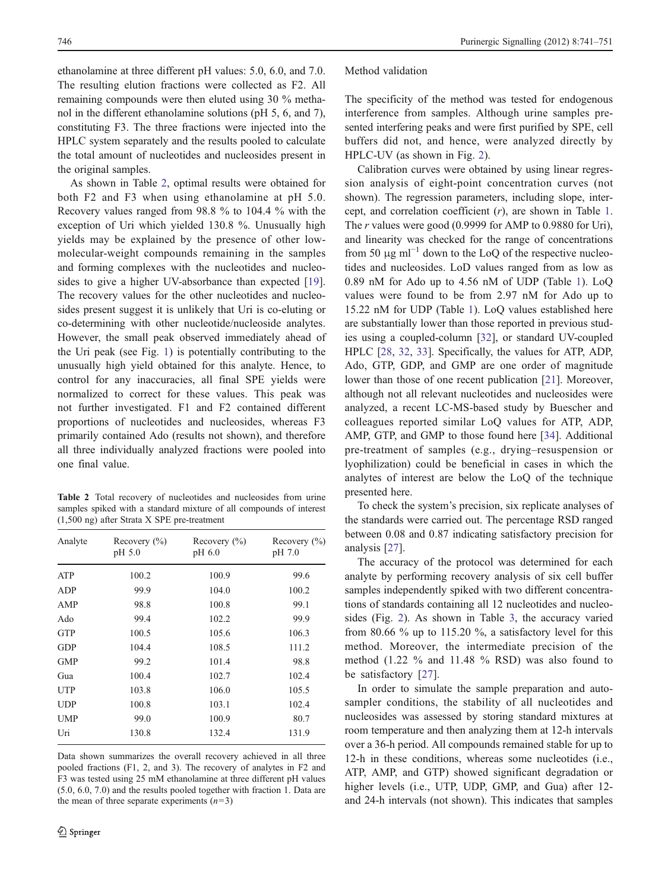ethanolamine at three different pH values: 5.0, 6.0, and 7.0. The resulting elution fractions were collected as F2. All remaining compounds were then eluted using 30 % methanol in the different ethanolamine solutions (pH 5, 6, and 7), constituting F3. The three fractions were injected into the HPLC system separately and the results pooled to calculate the total amount of nucleotides and nucleosides present in the original samples.

As shown in Table 2, optimal results were obtained for both F2 and F3 when using ethanolamine at pH 5.0. Recovery values ranged from 98.8 % to 104.4 % with the exception of Uri which yielded 130.8 %. Unusually high yields may be explained by the presence of other low-molecular-weight compounds remaining in the samples and forming complexes with the nucleotides and nucleosides to give a higher UV-absorbance than expected [19]. The recovery values for the other nucleotides and nucleosides present suggest it is unlikely that Uri is co-eluting or co-determining with other nucleotide/nucleoside analytes. However, the small peak observed immediately ahead of the Uri peak (see Fig. 1) is potentially contributing to the unusually high yield obtained for this analyte. Hence, to control for any inaccuracies, all final SPE yields were normalized to correct for these values. This peak was not further investigated. F1 and F2 contained different proportions of nucleotides and nucleosides, whereas F3 primarily contained Ado (results not shown), and therefore all three individually analyzed fractions were pooled into one final value.

**Table 2** Total recovery of nucleotides and nucleosides from urine samples spiked with a standard mixture of all compounds of interest (1,500 ng) after Strata X SPE pre-treatment

| Analyte | Recovery (%) pH 5.0 | Recovery (%) pH 6.0 | Recovery (%) pH 7.0 |
|---|---|---|---|
| ATP | 100.2 | 100.9 | 99.6 |
| ADP | 99.9 | 104.0 | 100.2 |
| AMP | 98.8 | 100.8 | 99.1 |
| Ado | 99.4 | 102.2 | 99.9 |
| GTP | 100.5 | 105.6 | 106.3 |
| GDP | 104.4 | 108.5 | 111.2 |
| GMP | 99.2 | 101.4 | 98.8 |
| Gua | 100.4 | 102.7 | 102.4 |
| UTP | 103.8 | 106.0 | 105.5 |
| UDP | 100.8 | 103.1 | 102.4 |
| UMP | 99.0 | 100.9 | 80.7 |
| Uri | 130.8 | 132.4 | 131.9 |

Data shown summarizes the overall recovery achieved in all three pooled fractions (F1, 2, and 3). The recovery of analytes in F2 and F3 was tested using 25 mM ethanolamine at three different pH values (5.0, 6.0, 7.0) and the results pooled together with fraction 1. Data are the mean of three separate experiments ($n$=3)

### Method validation

The specificity of the method was tested for endogenous interference from samples. Although urine samples presented interfering peaks and were first purified by SPE, cell buffers did not, and hence, were analyzed directly by HPLC-UV (as shown in Fig. 2).

Calibration curves were obtained by using linear regression analysis of eight-point concentration curves (not shown). The regression parameters, including slope, intercept, and correlation coefficient ($r$), are shown in Table 1. The $r$ values were good (0.9999 for AMP to 0.9880 for Uri), and linearity was checked for the range of concentrations from 50 μg ml$^{-1}$ down to the LoQ of the respective nucleotides and nucleosides. LoD values ranged from as low as 0.89 nM for Ado up to 4.56 nM of UDP (Table 1). LoQ values were found to be from 2.97 nM for Ado up to 15.22 nM for UDP (Table 1). LoQ values established here are substantially lower than those reported in previous studies using a coupled-column [32], or standard UV-coupled HPLC [28, 32, 33]. Specifically, the values for ATP, ADP, Ado, GTP, GDP, and GMP are one order of magnitude lower than those of one recent publication [21]. Moreover, although not all relevant nucleotides and nucleosides were analyzed, a recent LC-MS-based study by Buescher and colleagues reported similar LoQ values for ATP, ADP, AMP, GTP, and GMP to those found here [34]. Additional pre-treatment of samples (e.g., drying–resuspension or lyophilization) could be beneficial in cases in which the analytes of interest are below the LoQ of the technique presented here.

To check the system's precision, six replicate analyses of the standards were carried out. The percentage RSD ranged between 0.08 and 0.87 indicating satisfactory precision for analysis [27].

The accuracy of the protocol was determined for each analyte by performing recovery analysis of six cell buffer samples independently spiked with two different concentrations of standards containing all 12 nucleotides and nucleosides (Fig. 2). As shown in Table 3, the accuracy varied from 80.66 % up to 115.20 %, a satisfactory level for this method. Moreover, the intermediate precision of the method (1.22 % and 11.48 % RSD) was also found to be satisfactory [27].

In order to simulate the sample preparation and autosampler conditions, the stability of all nucleotides and nucleosides was assessed by storing standard mixtures at room temperature and then analyzing them at 12-h intervals over a 36-h period. All compounds remained stable for up to 12-h in these conditions, whereas some nucleotides (i.e., ATP, AMP, and GTP) showed significant degradation or higher levels (i.e., UTP, UDP, GMP, and Gua) after 12- and 24-h intervals (not shown). This indicates that samples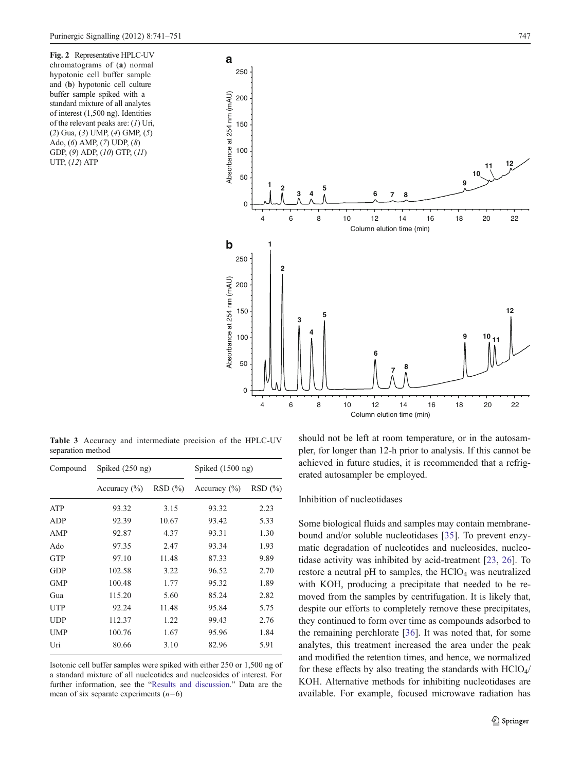**Fig. 2** Representative HPLC-UV chromatograms of (**a**) normal hypotonic cell buffer sample and (**b**) hypotonic cell culture buffer sample spiked with a standard mixture of all analytes of interest (1,500 ng). Identities of the relevant peaks are: (*1*) Uri, (*2*) Gua, (*3*) UMP, (*4*) GMP, (*5*) Ado, (*6*) AMP, (*7*) UDP, (*8*) GDP, (*9*) ADP, (*10*) GTP, (*11*) UTP, (*12*) ATP

**Table 3** Accuracy and intermediate precision of the HPLC-UV separation method

| Compound | Spiked (250 ng) | | Spiked (1500 ng) | |
|---|---|---|---|---|
| | Accuracy (%) | RSD (%) | Accuracy (%) | RSD (%) |
| ATP | 93.32 | 3.15 | 93.32 | 2.23 |
| ADP | 92.39 | 10.67 | 93.42 | 5.33 |
| AMP | 92.87 | 4.37 | 93.31 | 1.30 |
| Ado | 97.35 | 2.47 | 93.34 | 1.93 |
| GTP | 97.10 | 11.48 | 87.33 | 9.89 |
| GDP | 102.58 | 3.22 | 96.52 | 2.70 |
| GMP | 100.48 | 1.77 | 95.32 | 1.89 |
| Gua | 115.20 | 5.60 | 85.24 | 2.82 |
| UTP | 92.24 | 11.48 | 95.84 | 5.75 |
| UDP | 112.37 | 1.22 | 99.43 | 2.76 |
| UMP | 100.76 | 1.67 | 95.96 | 1.84 |
| Uri | 80.66 | 3.10 | 82.96 | 5.91 |

Isotonic cell buffer samples were spiked with either 250 or 1,500 ng of a standard mixture of all nucleotides and nucleosides of interest. For further information, see the "Results and discussion." Data are the mean of six separate experiments ($n$=6)

should not be left at room temperature, or in the autosampler, for longer than 12-h prior to analysis. If this cannot be achieved in future studies, it is recommended that a refrigerated autosampler be employed.

### Inhibition of nucleotidases

Some biological fluids and samples may contain membrane-bound and/or soluble nucleotidases [35]. To prevent enzymatic degradation of nucleotides and nucleosides, nucleotidase activity was inhibited by acid-treatment [23, 26]. To restore a neutral pH to samples, the $HClO_4$ was neutralized with KOH, producing a precipitate that needed to be removed from the samples by centrifugation. It is likely that, despite our efforts to completely remove these precipitates, they continued to form over time as compounds adsorbed to the remaining perchlorate [36]. It was noted that, for some analytes, this treatment increased the area under the peak and modified the retention times, and hence, we normalized for these effects by also treating the standards with $HClO_4$/KOH. Alternative methods for inhibiting nucleotidases are available. For example, focused microwave radiation has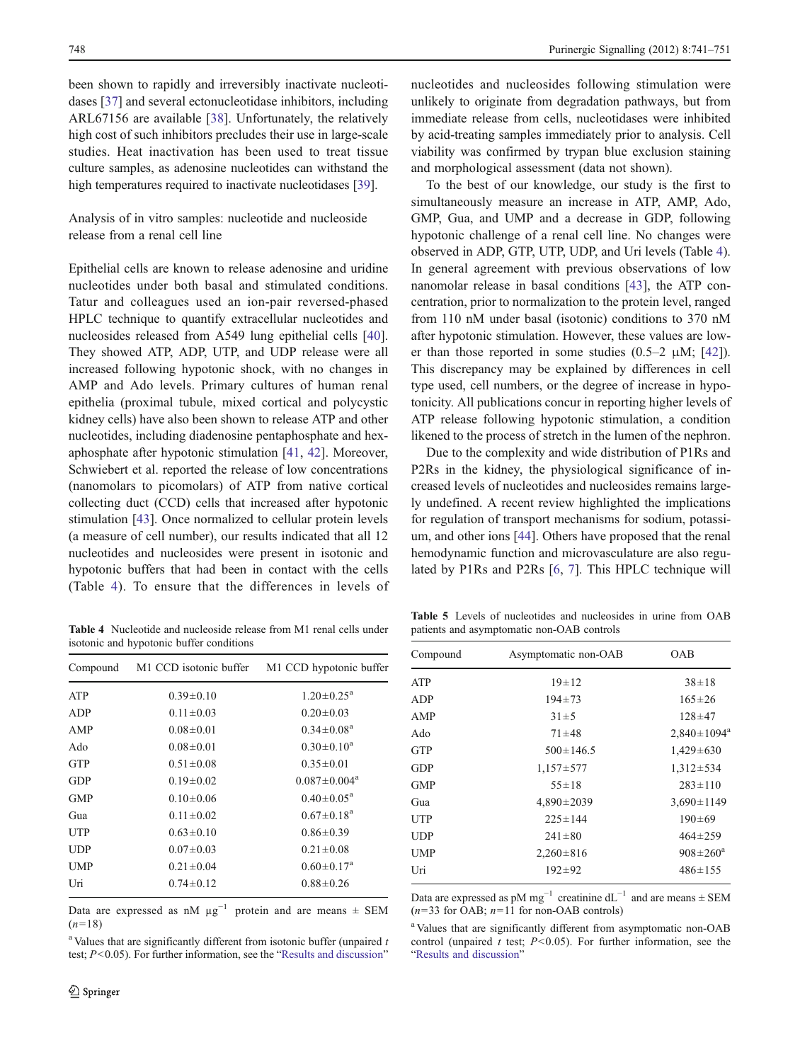been shown to rapidly and irreversibly inactivate nucleotidases [37] and several ectonucleotidase inhibitors, including ARL67156 are available [38]. Unfortunately, the relatively high cost of such inhibitors precludes their use in large-scale studies. Heat inactivation has been used to treat tissue culture samples, as adenosine nucleotides can withstand the high temperatures required to inactivate nucleotidases [39].

### Analysis of in vitro samples: nucleotide and nucleoside release from a renal cell line

Epithelial cells are known to release adenosine and uridine nucleotides under both basal and stimulated conditions. Tatur and colleagues used an ion-pair reversed-phased HPLC technique to quantify extracellular nucleotides and nucleosides released from A549 lung epithelial cells [40]. They showed ATP, ADP, UTP, and UDP release were all increased following hypotonic shock, with no changes in AMP and Ado levels. Primary cultures of human renal epithelia (proximal tubule, mixed cortical and polycystic kidney cells) have also been shown to release ATP and other nucleotides, including diadenosine pentaphosphate and hexaphosphate after hypotonic stimulation [41, 42]. Moreover, Schwiebert et al. reported the release of low concentrations (nanomolars to picomolars) of ATP from native cortical collecting duct (CCD) cells that increased after hypotonic stimulation [43]. Once normalized to cellular protein levels (a measure of cell number), our results indicated that all 12 nucleotides and nucleosides were present in isotonic and hypotonic buffers that had been in contact with the cells (Table 4). To ensure that the differences in levels of nucleotides and nucleosides following stimulation were unlikely to originate from degradation pathways, but from immediate release from cells, nucleotidases were inhibited by acid-treating samples immediately prior to analysis. Cell viability was confirmed by trypan blue exclusion staining and morphological assessment (data not shown).

To the best of our knowledge, our study is the first to simultaneously measure an increase in ATP, AMP, Ado, GMP, Gua, and UMP and a decrease in GDP, following hypotonic challenge of a renal cell line. No changes were observed in ADP, GTP, UTP, UDP, and Uri levels (Table 4). In general agreement with previous observations of low nanomolar release in basal conditions [43], the ATP concentration, prior to normalization to the protein level, ranged from 110 nM under basal (isotonic) conditions to 370 nM after hypotonic stimulation. However, these values are lower than those reported in some studies (0.5–2 μM; [42]). This discrepancy may be explained by differences in cell type used, cell numbers, or the degree of increase in hypotonicity. All publications concur in reporting higher levels of ATP release following hypotonic stimulation, a condition likened to the process of stretch in the lumen of the nephron.

Due to the complexity and wide distribution of P1Rs and P2Rs in the kidney, the physiological significance of increased levels of nucleotides and nucleosides remains largely undefined. A recent review highlighted the implications for regulation of transport mechanisms for sodium, potassium, and other ions [44]. Others have proposed that the renal hemodynamic function and microvasculature are also regulated by P1Rs and P2Rs [6, 7]. This HPLC technique will

**Table 4** Nucleotide and nucleoside release from M1 renal cells under isotonic and hypotonic buffer conditions

| Compound | M1 CCD isotonic buffer | M1 CCD hypotonic buffer |
|---|---|---|
| ATP | 0.39±0.10 | 1.20±0.25[a] |
| ADP | 0.11±0.03 | 0.20±0.03 |
| AMP | 0.08±0.01 | 0.34±0.08[a] |
| Ado | 0.08±0.01 | 0.30±0.10[a] |
| GTP | 0.51±0.08 | 0.35±0.01 |
| GDP | 0.19±0.02 | 0.087±0.004[a] |
| GMP | 0.10±0.06 | 0.40±0.05[a] |
| Gua | 0.11±0.02 | 0.67±0.18[a] |
| UTP | 0.63±0.10 | 0.86±0.39 |
| UDP | 0.07±0.03 | 0.21±0.08 |
| UMP | 0.21±0.04 | 0.60±0.17[a] |
| Uri | 0.74±0.12 | 0.88±0.26 |

Data are expressed as nM μg$^{-1}$ protein and are means ± SEM ($n$=18)

[a] Values that are significantly different from isotonic buffer (unpaired $t$ test; $P$<0.05). For further information, see the "Results and discussion"

**Table 5** Levels of nucleotides and nucleosides in urine from OAB patients and asymptomatic non-OAB controls

| Compound | Asymptomatic non-OAB | OAB |
|---|---|---|
| ATP | 19±12 | 38±18 |
| ADP | 194±73 | 165±26 |
| AMP | 31±5 | 128±47 |
| Ado | 71±48 | 2,840±1094[a] |
| GTP | 500±146.5 | 1,429±630 |
| GDP | 1,157±577 | 1,312±534 |
| GMP | 55±18 | 283±110 |
| Gua | 4,890±2039 | 3,690±1149 |
| UTP | 225±144 | 190±69 |
| UDP | 241±80 | 464±259 |
| UMP | 2,260±816 | 908±260[a] |
| Uri | 192±92 | 486±155 |

Data are expressed as pM mg$^{-1}$ creatinine dL$^{-1}$ and are means ± SEM ($n$=33 for OAB; $n$=11 for non-OAB controls)

[a] Values that are significantly different from asymptomatic non-OAB control (unpaired $t$ test; $P$<0.05). For further information, see the "Results and discussion"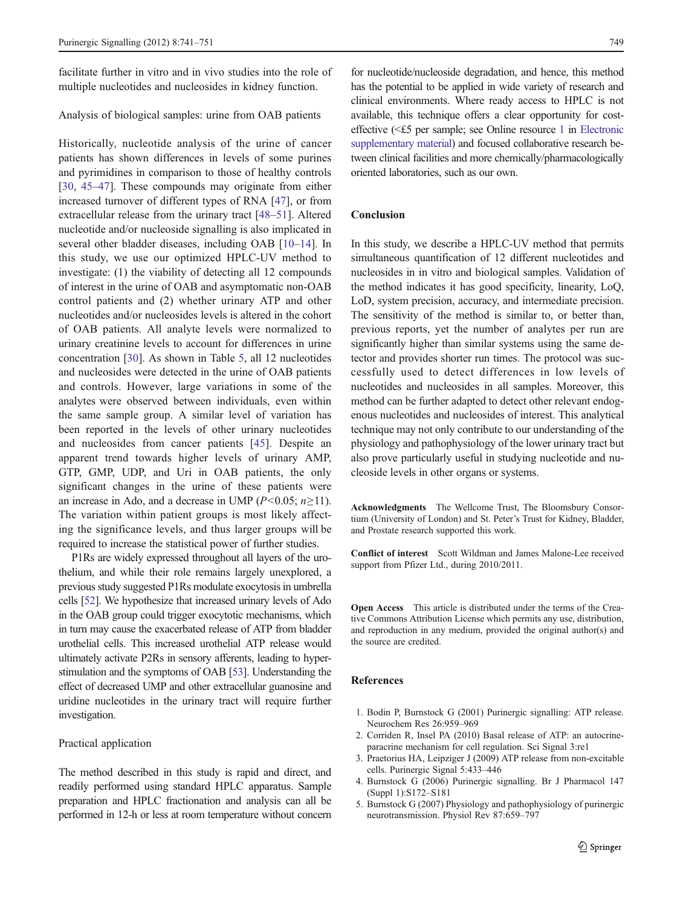facilitate further in vitro and in vivo studies into the role of multiple nucleotides and nucleosides in kidney function.

### Analysis of biological samples: urine from OAB patients

Historically, nucleotide analysis of the urine of cancer patients has shown differences in levels of some purines and pyrimidines in comparison to those of healthy controls [30, 45–47]. These compounds may originate from either increased turnover of different types of RNA [47], or from extracellular release from the urinary tract [48–51]. Altered nucleotide and/or nucleoside signalling is also implicated in several other bladder diseases, including OAB [10–14]. In this study, we use our optimized HPLC-UV method to investigate: (1) the viability of detecting all 12 compounds of interest in the urine of OAB and asymptomatic non-OAB control patients and (2) whether urinary ATP and other nucleotides and/or nucleosides levels is altered in the cohort of OAB patients. All analyte levels were normalized to urinary creatinine levels to account for differences in urine concentration [30]. As shown in Table 5, all 12 nucleotides and nucleosides were detected in the urine of OAB patients and controls. However, large variations in some of the analytes were observed between individuals, even within the same sample group. A similar level of variation has been reported in the levels of other urinary nucleotides and nucleosides from cancer patients [45]. Despite an apparent trend towards higher levels of urinary AMP, GTP, GMP, UDP, and Uri in OAB patients, the only significant changes in the urine of these patients were an increase in Ado, and a decrease in UMP ($P<0.05$; $n\geq 11$). The variation within patient groups is most likely affecting the significance levels, and thus larger groups will be required to increase the statistical power of further studies.

P1Rs are widely expressed throughout all layers of the urothelium, and while their role remains largely unexplored, a previous study suggested P1Rs modulate exocytosis in umbrella cells [52]. We hypothesize that increased urinary levels of Ado in the OAB group could trigger exocytotic mechanisms, which in turn may cause the exacerbated release of ATP from bladder urothelial cells. This increased urothelial ATP release would ultimately activate P2Rs in sensory afferents, leading to hyperstimulation and the symptoms of OAB [53]. Understanding the effect of decreased UMP and other extracellular guanosine and uridine nucleotides in the urinary tract will require further investigation.

### Practical application

The method described in this study is rapid and direct, and readily performed using standard HPLC apparatus. Sample preparation and HPLC fractionation and analysis can all be performed in 12-h or less at room temperature without concern for nucleotide/nucleoside degradation, and hence, this method has the potential to be applied in wide variety of research and clinical environments. Where ready access to HPLC is not available, this technique offers a clear opportunity for cost-effective (<£5 per sample; see Online resource 1 in Electronic supplementary material) and focused collaborative research between clinical facilities and more chemically/pharmacologically oriented laboratories, such as our own.

## Conclusion

In this study, we describe a HPLC-UV method that permits simultaneous quantification of 12 different nucleotides and nucleosides in in vitro and biological samples. Validation of the method indicates it has good specificity, linearity, LoQ, LoD, system precision, accuracy, and intermediate precision. The sensitivity of the method is similar to, or better than, previous reports, yet the number of analytes per run are significantly higher than similar systems using the same detector and provides shorter run times. The protocol was successfully used to detect differences in low levels of nucleotides and nucleosides in all samples. Moreover, this method can be further adapted to detect other relevant endogenous nucleotides and nucleosides of interest. This analytical technique may not only contribute to our understanding of the physiology and pathophysiology of the lower urinary tract but also prove particularly useful in studying nucleotide and nucleoside levels in other organs or systems.

**Acknowledgments** The Wellcome Trust, The Bloomsbury Consortium (University of London) and St. Peter's Trust for Kidney, Bladder, and Prostate research supported this work.

**Conflict of interest** Scott Wildman and James Malone-Lee received support from Pfizer Ltd., during 2010/2011.

**Open Access** This article is distributed under the terms of the Creative Commons Attribution License which permits any use, distribution, and reproduction in any medium, provided the original author(s) and the source are credited.

## References

1. Bodin P, Burnstock G (2001) Purinergic signalling: ATP release. Neurochem Res 26:959–969
2. Corriden R, Insel PA (2010) Basal release of ATP: an autocrine-paracrine mechanism for cell regulation. Sci Signal 3:re1
3. Praetorius HA, Leipziger J (2009) ATP release from non-excitable cells. Purinergic Signal 5:433–446
4. Burnstock G (2006) Purinergic signalling. Br J Pharmacol 147 (Suppl 1):S172–S181
5. Burnstock G (2007) Physiology and pathophysiology of purinergic neurotransmission. Physiol Rev 87:659–797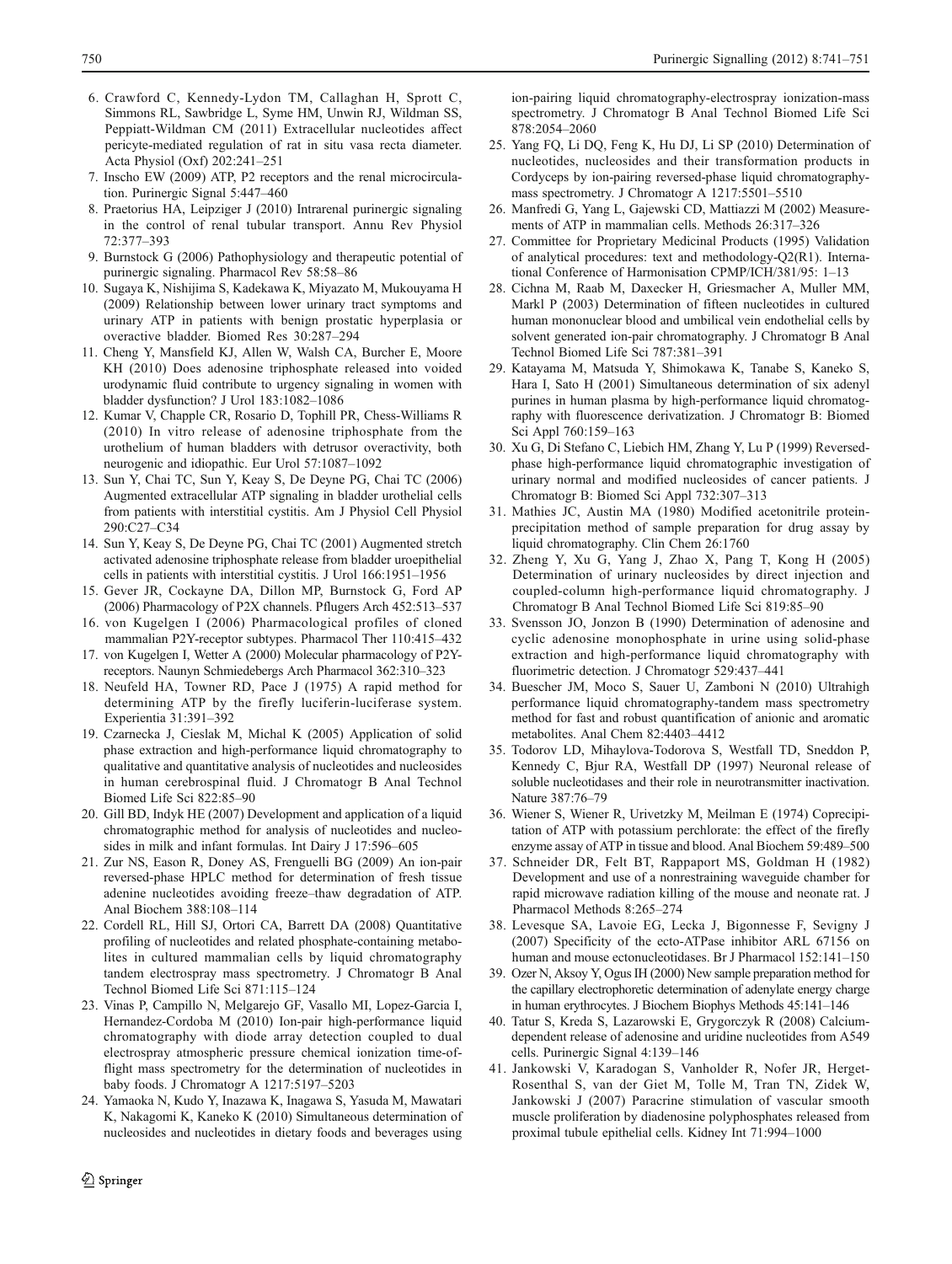6. Crawford C, Kennedy-Lydon TM, Callaghan H, Sprott C, Simmons RL, Sawbridge L, Syme HM, Unwin RJ, Wildman SS, Peppiatt-Wildman CM (2011) Extracellular nucleotides affect pericyte-mediated regulation of rat in situ vasa recta diameter. Acta Physiol (Oxf) 202:241–251
7. Inscho EW (2009) ATP, P2 receptors and the renal microcirculation. Purinergic Signal 5:447–460
8. Praetorius HA, Leipziger J (2010) Intrarenal purinergic signaling in the control of renal tubular transport. Annu Rev Physiol 72:377–393
9. Burnstock G (2006) Pathophysiology and therapeutic potential of purinergic signaling. Pharmacol Rev 58:58–86
10. Sugaya K, Nishijima S, Kadekawa K, Miyazato M, Mukouyama H (2009) Relationship between lower urinary tract symptoms and urinary ATP in patients with benign prostatic hyperplasia or overactive bladder. Biomed Res 30:287–294
11. Cheng Y, Mansfield KJ, Allen W, Walsh CA, Burcher E, Moore KH (2010) Does adenosine triphosphate released into voided urodynamic fluid contribute to urgency signaling in women with bladder dysfunction? J Urol 183:1082–1086
12. Kumar V, Chapple CR, Rosario D, Tophill PR, Chess-Williams R (2010) In vitro release of adenosine triphosphate from the urothelium of human bladders with detrusor overactivity, both neurogenic and idiopathic. Eur Urol 57:1087–1092
13. Sun Y, Chai TC, Sun Y, Keay S, De Deyne PG, Chai TC (2006) Augmented extracellular ATP signaling in bladder urothelial cells from patients with interstitial cystitis. Am J Physiol Cell Physiol 290:C27–C34
14. Sun Y, Keay S, De Deyne PG, Chai TC (2001) Augmented stretch activated adenosine triphosphate release from bladder uroepithelial cells in patients with interstitial cystitis. J Urol 166:1951–1956
15. Gever JR, Cockayne DA, Dillon MP, Burnstock G, Ford AP (2006) Pharmacology of P2X channels. Pflugers Arch 452:513–537
16. von Kugelgen I (2006) Pharmacological profiles of cloned mammalian P2Y-receptor subtypes. Pharmacol Ther 110:415–432
17. von Kugelgen I, Wetter A (2000) Molecular pharmacology of P2Y-receptors. Naunyn Schmiedebergs Arch Pharmacol 362:310–323
18. Neufeld HA, Towner RD, Pace J (1975) A rapid method for determining ATP by the firefly luciferin-luciferase system. Experientia 31:391–392
19. Czarnecka J, Cieslak M, Michal K (2005) Application of solid phase extraction and high-performance liquid chromatography to qualitative and quantitative analysis of nucleotides and nucleosides in human cerebrospinal fluid. J Chromatogr B Anal Technol Biomed Life Sci 822:85–90
20. Gill BD, Indyk HE (2007) Development and application of a liquid chromatographic method for analysis of nucleotides and nucleosides in milk and infant formulas. Int Dairy J 17:596–605
21. Zur NS, Eason R, Doney AS, Frenguelli BG (2009) An ion-pair reversed-phase HPLC method for determination of fresh tissue adenine nucleotides avoiding freeze–thaw degradation of ATP. Anal Biochem 388:108–114
22. Cordell RL, Hill SJ, Ortori CA, Barrett DA (2008) Quantitative profiling of nucleotides and related phosphate-containing metabolites in cultured mammalian cells by liquid chromatography tandem electrospray mass spectrometry. J Chromatogr B Anal Technol Biomed Life Sci 871:115–124
23. Vinas P, Campillo N, Melgarejo GF, Vasallo MI, Lopez-Garcia I, Hernandez-Cordoba M (2010) Ion-pair high-performance liquid chromatography with diode array detection coupled to dual electrospray atmospheric pressure chemical ionization time-of-flight mass spectrometry for the determination of nucleotides in baby foods. J Chromatogr A 1217:5197–5203
24. Yamaoka N, Kudo Y, Inazawa K, Inagawa S, Yasuda M, Mawatari K, Nakagomi K, Kaneko K (2010) Simultaneous determination of nucleosides and nucleotides in dietary foods and beverages using ion-pairing liquid chromatography-electrospray ionization-mass spectrometry. J Chromatogr B Anal Technol Biomed Life Sci 878:2054–2060
25. Yang FQ, Li DQ, Feng K, Hu DJ, Li SP (2010) Determination of nucleotides, nucleosides and their transformation products in Cordyceps by ion-pairing reversed-phase liquid chromatography-mass spectrometry. J Chromatogr A 1217:5501–5510
26. Manfredi G, Yang L, Gajewski CD, Mattiazzi M (2002) Measurements of ATP in mammalian cells. Methods 26:317–326
27. Committee for Proprietary Medicinal Products (1995) Validation of analytical procedures: text and methodology-Q2(R1). International Conference of Harmonisation CPMP/ICH/381/95: 1–13
28. Cichna M, Raab M, Daxecker H, Griesmacher A, Muller MM, Markl P (2003) Determination of fifteen nucleotides in cultured human mononuclear blood and umbilical vein endothelial cells by solvent generated ion-pair chromatography. J Chromatogr B Anal Technol Biomed Life Sci 787:381–391
29. Katayama M, Matsuda Y, Shimokawa K, Tanabe S, Kaneko S, Hara I, Sato H (2001) Simultaneous determination of six adenyl purines in human plasma by high-performance liquid chromatography with fluorescence derivatization. J Chromatogr B: Biomed Sci Appl 760:159–163
30. Xu G, Di Stefano C, Liebich HM, Zhang Y, Lu P (1999) Reversed-phase high-performance liquid chromatographic investigation of urinary normal and modified nucleosides of cancer patients. J Chromatogr B: Biomed Sci Appl 732:307–313
31. Mathies JC, Austin MA (1980) Modified acetonitrile protein-precipitation method of sample preparation for drug assay by liquid chromatography. Clin Chem 26:1760
32. Zheng Y, Xu G, Yang J, Zhao X, Pang T, Kong H (2005) Determination of urinary nucleosides by direct injection and coupled-column high-performance liquid chromatography. J Chromatogr B Anal Technol Biomed Life Sci 819:85–90
33. Svensson JO, Jonzon B (1990) Determination of adenosine and cyclic adenosine monophosphate in urine using solid-phase extraction and high-performance liquid chromatography with fluorimetric detection. J Chromatogr 529:437–441
34. Buescher JM, Moco S, Sauer U, Zamboni N (2010) Ultrahigh performance liquid chromatography-tandem mass spectrometry method for fast and robust quantification of anionic and aromatic metabolites. Anal Chem 82:4403–4412
35. Todorov LD, Mihaylova-Todorova S, Westfall TD, Sneddon P, Kennedy C, Bjur RA, Westfall DP (1997) Neuronal release of soluble nucleotidases and their role in neurotransmitter inactivation. Nature 387:76–79
36. Wiener S, Wiener R, Urivetzky M, Meilman E (1974) Coprecipitation of ATP with potassium perchlorate: the effect of the firefly enzyme assay of ATP in tissue and blood. Anal Biochem 59:489–500
37. Schneider DR, Felt BT, Rappaport MS, Goldman H (1982) Development and use of a nonrestraining waveguide chamber for rapid microwave radiation killing of the mouse and neonate rat. J Pharmacol Methods 8:265–274
38. Levesque SA, Lavoie EG, Lecka J, Bigonnesse F, Sevigny J (2007) Specificity of the ecto-ATPase inhibitor ARL 67156 on human and mouse ectonucleotidases. Br J Pharmacol 152:141–150
39. Ozer N, Aksoy Y, Ogus IH (2000) New sample preparation method for the capillary electrophoretic determination of adenylate energy charge in human erythrocytes. J Biochem Biophys Methods 45:141–146
40. Tatur S, Kreda S, Lazarowski E, Grygorczyk R (2008) Calcium-dependent release of adenosine and uridine nucleotides from A549 cells. Purinergic Signal 4:139–146
41. Jankowski V, Karadogan S, Vanholder R, Nofer JR, Herget-Rosenthal S, van der Giet M, Tolle M, Tran TN, Zidek W, Jankowski J (2007) Paracrine stimulation of vascular smooth muscle proliferation by diadenosine polyphosphates released from proximal tubule epithelial cells. Kidney Int 71:994–1000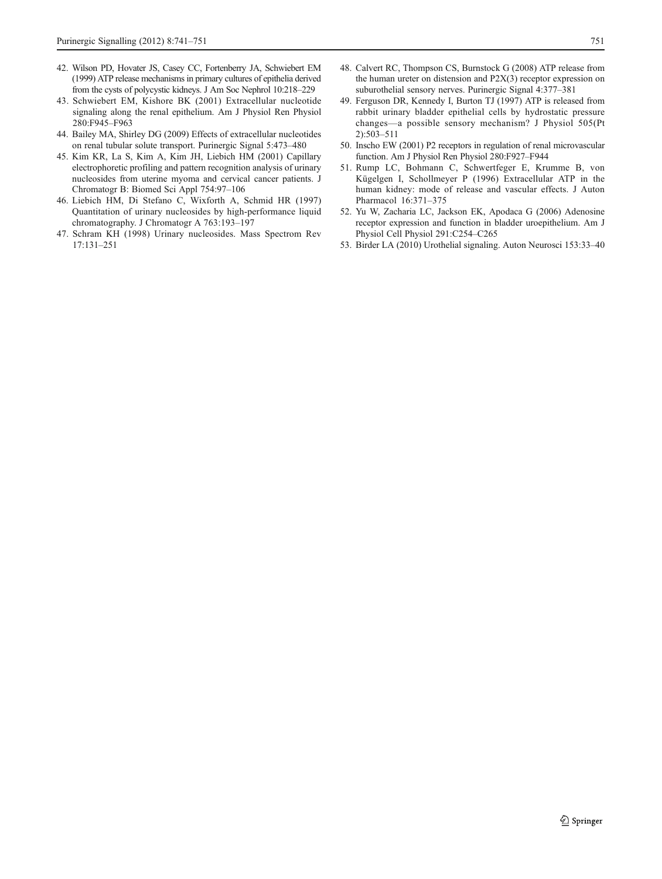42. Wilson PD, Hovater JS, Casey CC, Fortenberry JA, Schwiebert EM (1999) ATP release mechanisms in primary cultures of epithelia derived from the cysts of polycystic kidneys. J Am Soc Nephrol 10:218–229
43. Schwiebert EM, Kishore BK (2001) Extracellular nucleotide signaling along the renal epithelium. Am J Physiol Ren Physiol 280:F945–F963
44. Bailey MA, Shirley DG (2009) Effects of extracellular nucleotides on renal tubular solute transport. Purinergic Signal 5:473–480
45. Kim KR, La S, Kim A, Kim JH, Liebich HM (2001) Capillary electrophoretic profiling and pattern recognition analysis of urinary nucleosides from uterine myoma and cervical cancer patients. J Chromatogr B: Biomed Sci Appl 754:97–106
46. Liebich HM, Di Stefano C, Wixforth A, Schmid HR (1997) Quantitation of urinary nucleosides by high-performance liquid chromatography. J Chromatogr A 763:193–197
47. Schram KH (1998) Urinary nucleosides. Mass Spectrom Rev 17:131–251
48. Calvert RC, Thompson CS, Burnstock G (2008) ATP release from the human ureter on distension and P2X(3) receptor expression on suburothelial sensory nerves. Purinergic Signal 4:377–381
49. Ferguson DR, Kennedy I, Burton TJ (1997) ATP is released from rabbit urinary bladder epithelial cells by hydrostatic pressure changes—a possible sensory mechanism? J Physiol 505(Pt 2):503–511
50. Inscho EW (2001) P2 receptors in regulation of renal microvascular function. Am J Physiol Ren Physiol 280:F927–F944
51. Rump LC, Bohmann C, Schwertfeger E, Krumme B, von Kügelgen I, Schollmeyer P (1996) Extracellular ATP in the human kidney: mode of release and vascular effects. J Auton Pharmacol 16:371–375
52. Yu W, Zacharia LC, Jackson EK, Apodaca G (2006) Adenosine receptor expression and function in bladder uroepithelium. Am J Physiol Cell Physiol 291:C254–C265
53. Birder LA (2010) Urothelial signaling. Auton Neurosci 153:33–40